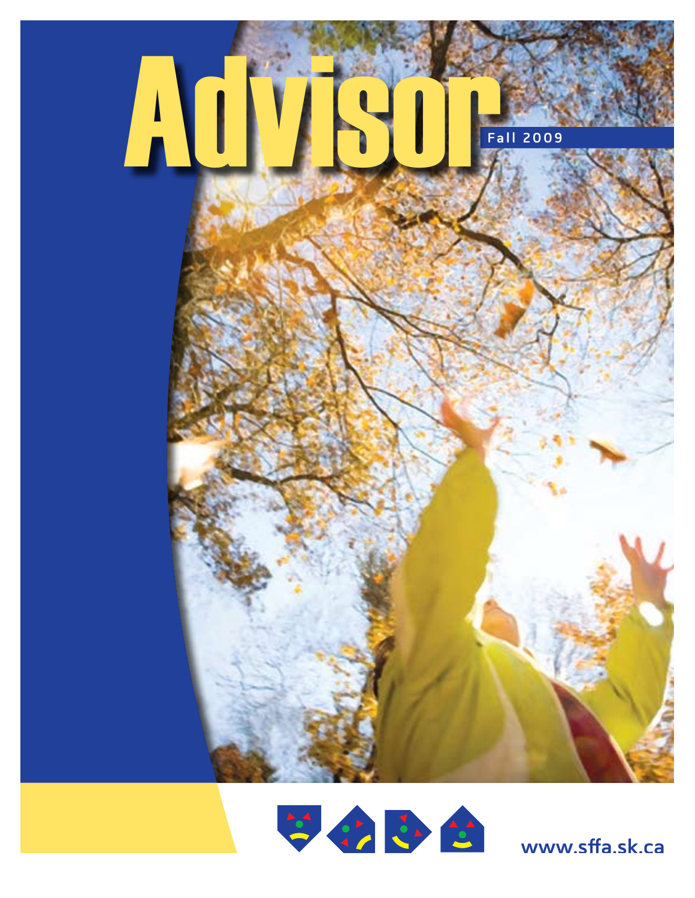# Advisor

Fall 2009

www.sffa.sk.ca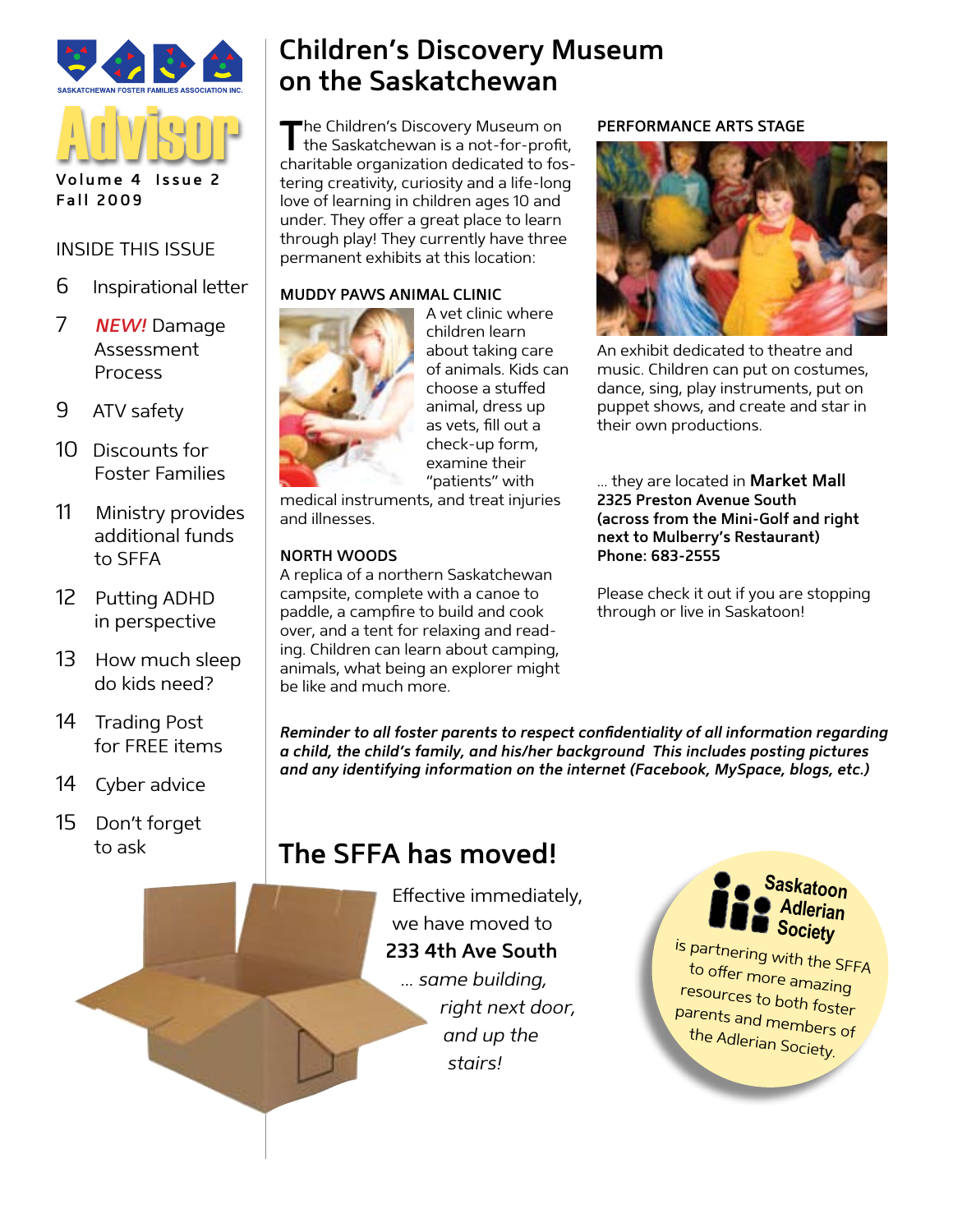SASKATCHEWAN FOSTER FAMILIES ASSOCIATION INC.

# Advisor

Volume 4 Issue 2
Fall 2009

## INSIDE THIS ISSUE

- 6 Inspirational letter
- 7 *NEW!* Damage Assessment Process
- 9 ATV safety
- 10 Discounts for Foster Families
- 11 Ministry provides additional funds to SFFA
- 12 Putting ADHD in perspective
- 13 How much sleep do kids need?
- 14 Trading Post for FREE items
- 14 Cyber advice
- 15 Don't forget to ask

# Children's Discovery Museum on the Saskatchewan

The Children's Discovery Museum on the Saskatchewan is a not-for-profit, charitable organization dedicated to fostering creativity, curiosity and a life-long love of learning in children ages 10 and under. They offer a great place to learn through play! They currently have three permanent exhibits at this location:

### MUDDY PAWS ANIMAL CLINIC

A vet clinic where children learn about taking care of animals. Kids can choose a stuffed animal, dress up as vets, fill out a check-up form, examine their "patients" with medical instruments, and treat injuries and illnesses.

### NORTH WOODS

A replica of a northern Saskatchewan campsite, complete with a canoe to paddle, a campfire to build and cook over, and a tent for relaxing and reading. Children can learn about camping, animals, what being an explorer might be like and much more.

### PERFORMANCE ARTS STAGE

An exhibit dedicated to theatre and music. Children can put on costumes, dance, sing, play instruments, put on puppet shows, and create and star in their own productions.

... they are located in **Market Mall**
**2325 Preston Avenue South**
**(across from the Mini-Golf and right next to Mulberry's Restaurant)**
**Phone: 683-2555**

Please check it out if you are stopping through or live in Saskatoon!

***Reminder to all foster parents to respect confidentiality of all information regarding a child, the child's family, and his/her background This includes posting pictures and any identifying information on the internet (Facebook, MySpace, blogs, etc.)***

# The SFFA has moved!

Effective immediately, we have moved to
**233 4th Ave South**
*... same building, right next door, and up the stairs!*

**Saskatoon Adlerian Society**

is partnering with the SFFA to offer more amazing resources to both foster parents and members of the Adlerian Society.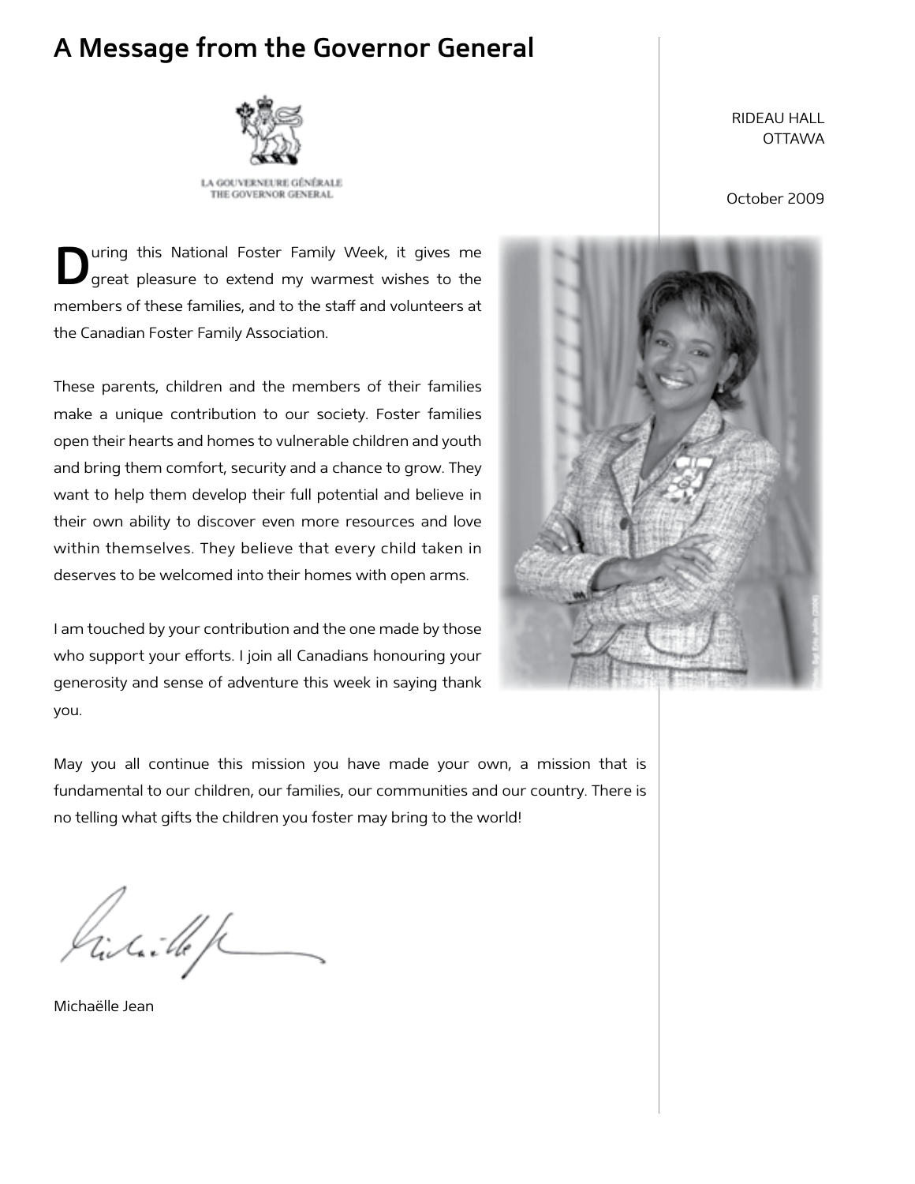# A Message from the Governor General

LA GOUVERNEURE GÉNÉRALE
THE GOVERNOR GENERAL

RIDEAU HALL
OTTAWA

October 2009

During this National Foster Family Week, it gives me great pleasure to extend my warmest wishes to the members of these families, and to the staff and volunteers at the Canadian Foster Family Association.

These parents, children and the members of their families make a unique contribution to our society. Foster families open their hearts and homes to vulnerable children and youth and bring them comfort, security and a chance to grow. They want to help them develop their full potential and believe in their own ability to discover even more resources and love within themselves. They believe that every child taken in deserves to be welcomed into their homes with open arms.

I am touched by your contribution and the one made by those who support your efforts. I join all Canadians honouring your generosity and sense of adventure this week in saying thank you.

May you all continue this mission you have made your own, a mission that is fundamental to our children, our families, our communities and our country. There is no telling what gifts the children you foster may bring to the world!

Michaëlle Jean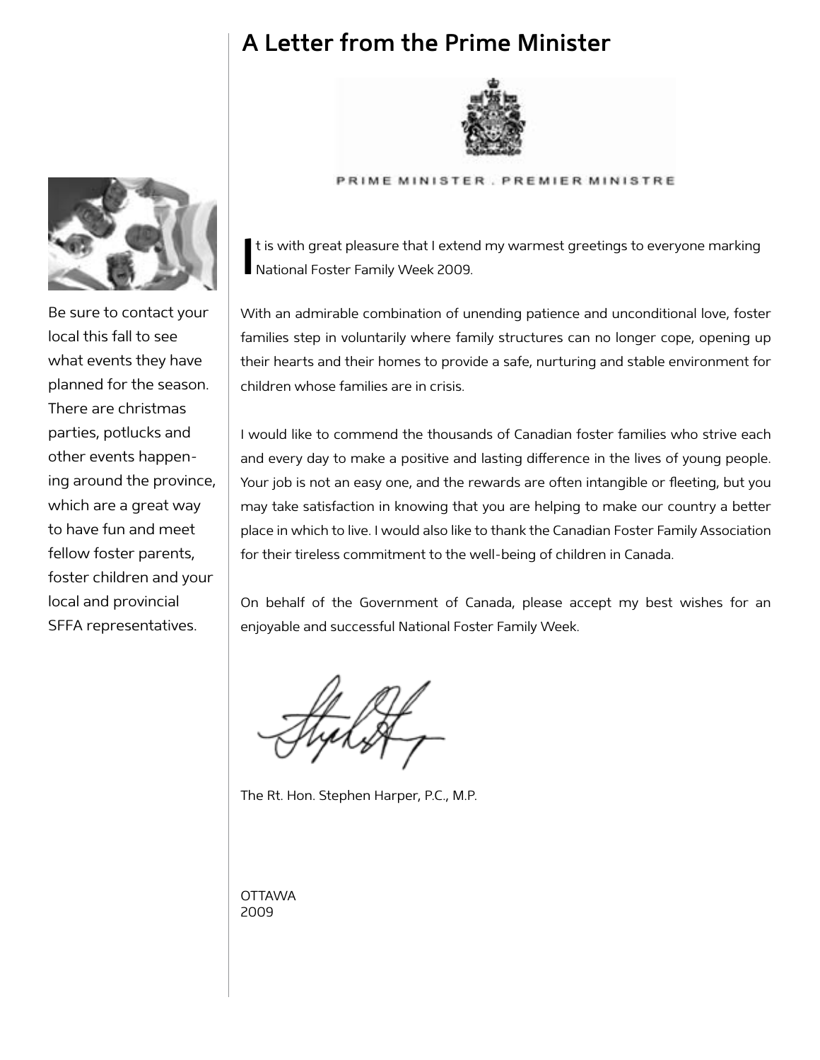# A Letter from the Prime Minister

PRIME MINISTER . PREMIER MINISTRE

It is with great pleasure that I extend my warmest greetings to everyone marking National Foster Family Week 2009.

With an admirable combination of unending patience and unconditional love, foster families step in voluntarily where family structures can no longer cope, opening up their hearts and their homes to provide a safe, nurturing and stable environment for children whose families are in crisis.

I would like to commend the thousands of Canadian foster families who strive each and every day to make a positive and lasting difference in the lives of young people. Your job is not an easy one, and the rewards are often intangible or fleeting, but you may take satisfaction in knowing that you are helping to make our country a better place in which to live. I would also like to thank the Canadian Foster Family Association for their tireless commitment to the well-being of children in Canada.

On behalf of the Government of Canada, please accept my best wishes for an enjoyable and successful National Foster Family Week.

The Rt. Hon. Stephen Harper, P.C., M.P.

OTTAWA
2009

Be sure to contact your local this fall to see what events they have planned for the season. There are christmas parties, potlucks and other events happening around the province, which are a great way to have fun and meet fellow foster parents, foster children and your local and provincial SFFA representatives.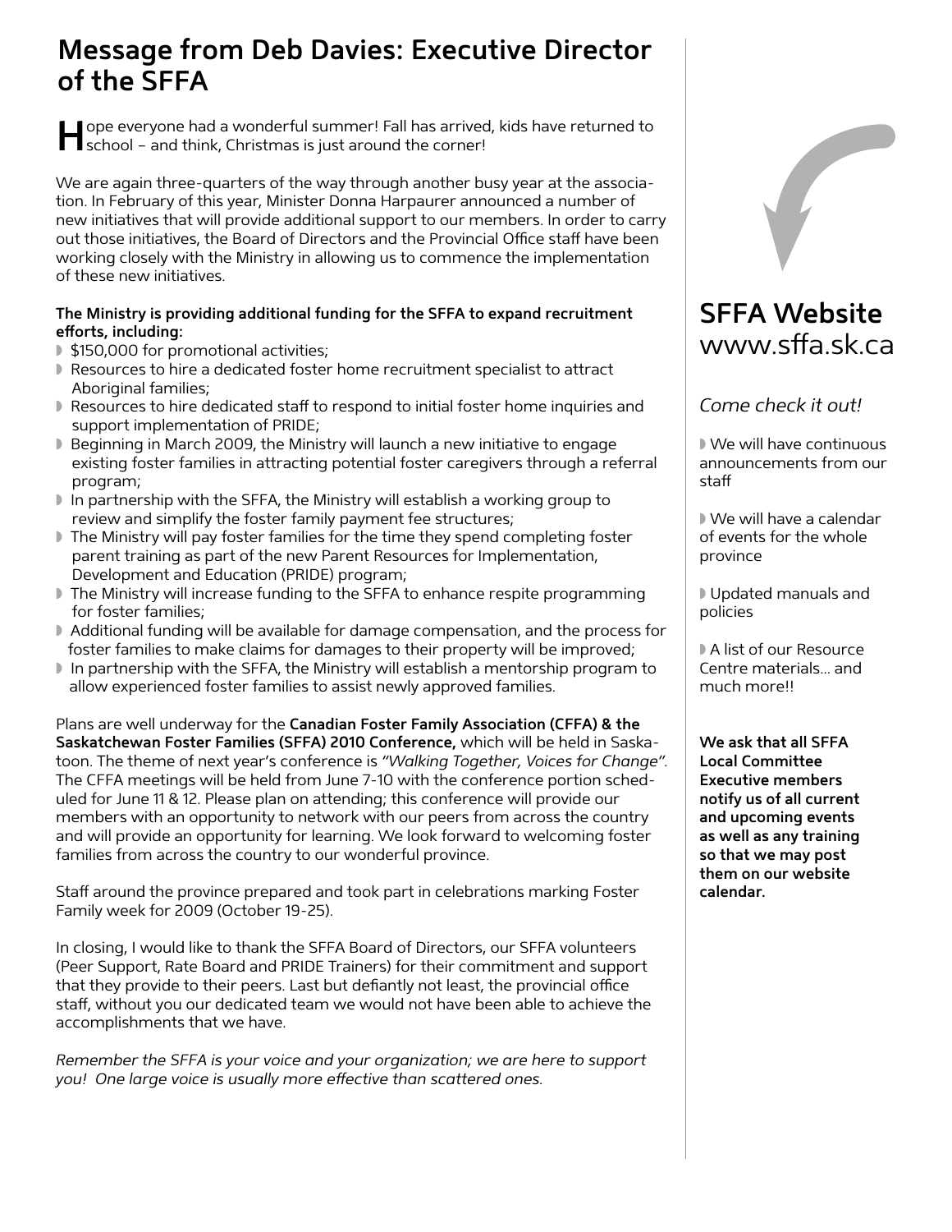# Message from Deb Davies: Executive Director of the SFFA

Hope everyone had a wonderful summer! Fall has arrived, kids have returned to school – and think, Christmas is just around the corner!

We are again three-quarters of the way through another busy year at the association. In February of this year, Minister Donna Harpaurer announced a number of new initiatives that will provide additional support to our members. In order to carry out those initiatives, the Board of Directors and the Provincial Office staff have been working closely with the Ministry in allowing us to commence the implementation of these new initiatives.

**The Ministry is providing additional funding for the SFFA to expand recruitment efforts, including:**

- $150,000 for promotional activities;
- Resources to hire a dedicated foster home recruitment specialist to attract Aboriginal families;
- Resources to hire dedicated staff to respond to initial foster home inquiries and support implementation of PRIDE;
- Beginning in March 2009, the Ministry will launch a new initiative to engage existing foster families in attracting potential foster caregivers through a referral program;
- In partnership with the SFFA, the Ministry will establish a working group to review and simplify the foster family payment fee structures;
- The Ministry will pay foster families for the time they spend completing foster parent training as part of the new Parent Resources for Implementation, Development and Education (PRIDE) program;
- The Ministry will increase funding to the SFFA to enhance respite programming for foster families;
- Additional funding will be available for damage compensation, and the process for foster families to make claims for damages to their property will be improved;
- In partnership with the SFFA, the Ministry will establish a mentorship program to allow experienced foster families to assist newly approved families.

Plans are well underway for the **Canadian Foster Family Association (CFFA) & the Saskatchewan Foster Families (SFFA) 2010 Conference,** which will be held in Saskatoon. The theme of next year's conference is *"Walking Together, Voices for Change"*. The CFFA meetings will be held from June 7-10 with the conference portion scheduled for June 11 & 12. Please plan on attending; this conference will provide our members with an opportunity to network with our peers from across the country and will provide an opportunity for learning. We look forward to welcoming foster families from across the country to our wonderful province.

Staff around the province prepared and took part in celebrations marking Foster Family week for 2009 (October 19-25).

In closing, I would like to thank the SFFA Board of Directors, our SFFA volunteers (Peer Support, Rate Board and PRIDE Trainers) for their commitment and support that they provide to their peers. Last but defiantly not least, the provincial office staff, without you our dedicated team we would not have been able to achieve the accomplishments that we have.

*Remember the SFFA is your voice and your organization; we are here to support you! One large voice is usually more effective than scattered ones.*

## SFFA Website
www.sffa.sk.ca

*Come check it out!*

- We will have continuous announcements from our staff
- We will have a calendar of events for the whole province
- Updated manuals and policies
- A list of our Resource Centre materials... and much more!!

**We ask that all SFFA Local Committee Executive members notify us of all current and upcoming events as well as any training so that we may post them on our website calendar.**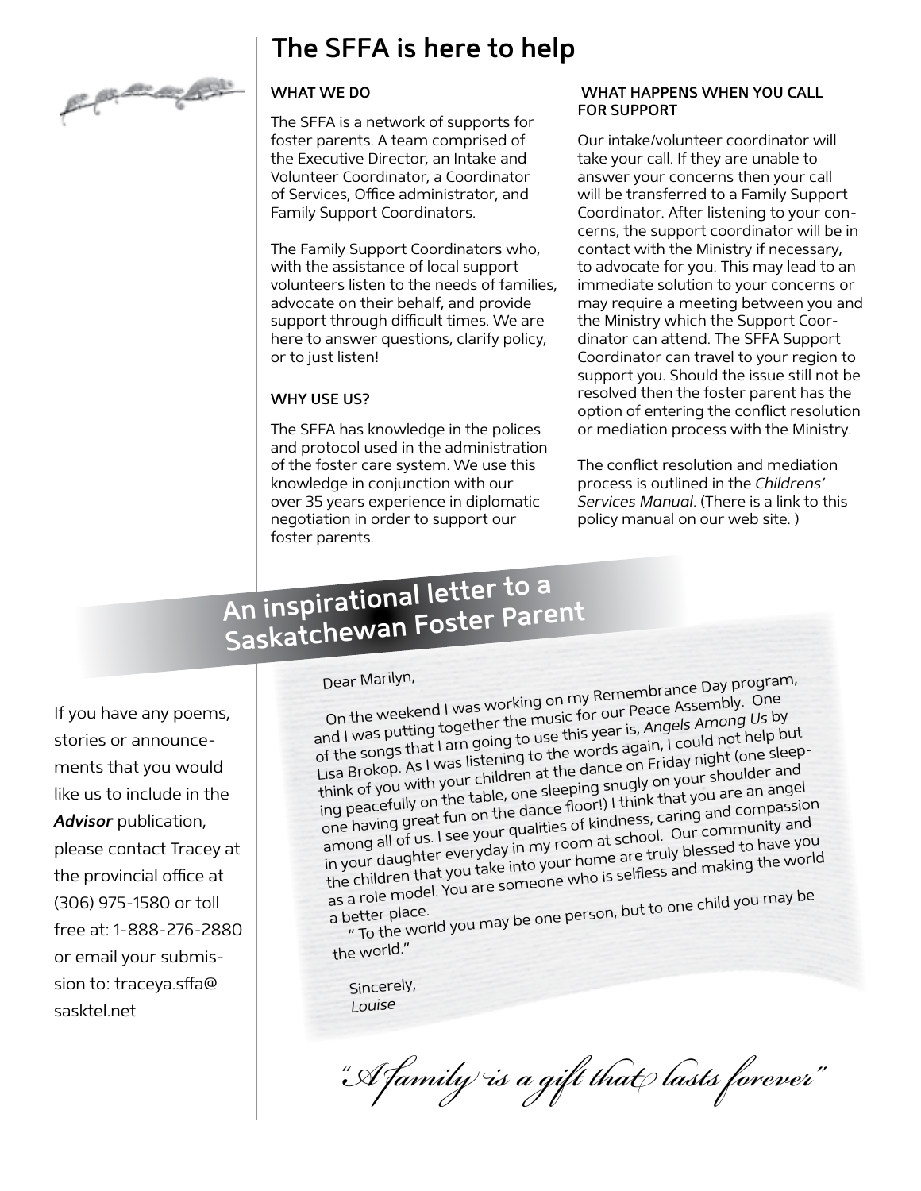# The SFFA is here to help

### WHAT WE DO

The SFFA is a network of supports for foster parents. A team comprised of the Executive Director, an Intake and Volunteer Coordinator, a Coordinator of Services, Office administrator, and Family Support Coordinators.

The Family Support Coordinators who, with the assistance of local support volunteers listen to the needs of families, advocate on their behalf, and provide support through difficult times. We are here to answer questions, clarify policy, or to just listen!

### WHY USE US?

The SFFA has knowledge in the polices and protocol used in the administration of the foster care system. We use this knowledge in conjunction with our over 35 years experience in diplomatic negotiation in order to support our foster parents.

### WHAT HAPPENS WHEN YOU CALL FOR SUPPORT

Our intake/volunteer coordinator will take your call. If they are unable to answer your concerns then your call will be transferred to a Family Support Coordinator. After listening to your concerns, the support coordinator will be in contact with the Ministry if necessary, to advocate for you. This may lead to an immediate solution to your concerns or may require a meeting between you and the Ministry which the Support Coordinator can attend. The SFFA Support Coordinator can travel to your region to support you. Should the issue still not be resolved then the foster parent has the option of entering the conflict resolution or mediation process with the Ministry.

The conflict resolution and mediation process is outlined in the *Childrens' Services Manual*. (There is a link to this policy manual on our web site. )

## An inspirational letter to a Saskatchewan Foster Parent

Dear Marilyn,

On the weekend I was working on my Remembrance Day program, and I was putting together the music for our Peace Assembly. One of the songs that I am going to use this year is, *Angels Among Us* by Lisa Brokop. As I was listening to the words again, I could not help but think of you with your children at the dance on Friday night (one sleeping peacefully on the table, one sleeping snugly on your shoulder and one having great fun on the dance floor!) I think that you are an angel among all of us. I see your qualities of kindness, caring and compassion in your daughter everyday in my room at school. Our community and the children that you take into your home are truly blessed to have you as a role model. You are someone who is selfless and making the world a better place.

" To the world you may be one person, but to one child you may be the world."

Sincerely,
*Louise*

If you have any poems, stories or announcements that you would like us to include in the ***Advisor*** publication, please contact Tracey at the provincial office at (306) 975-1580 or toll free at: 1-888-276-2880 or email your submission to: traceya.sffa@sasktel.net

*"A family is a gift that lasts forever"*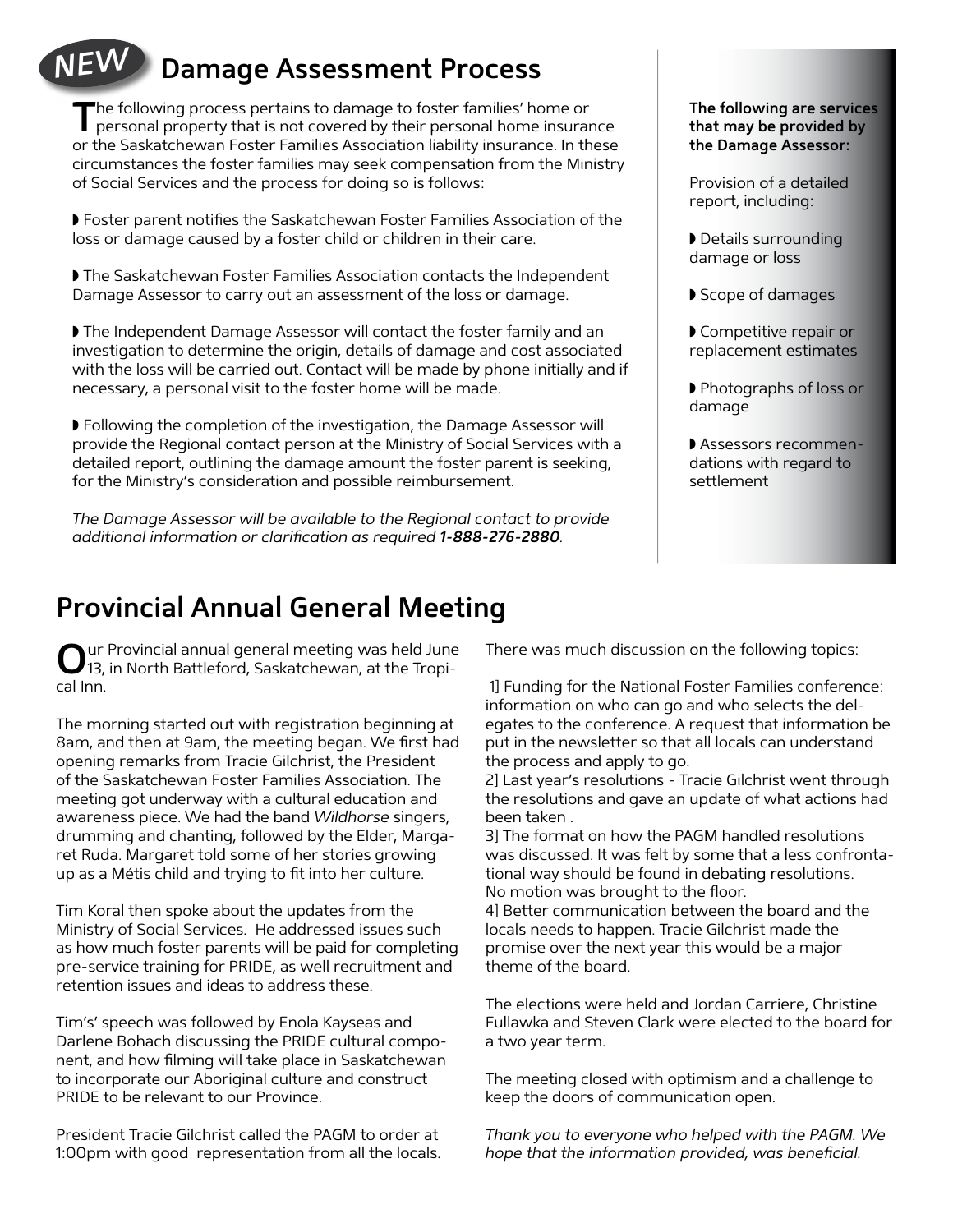## NEW Damage Assessment Process

The following process pertains to damage to foster families' home or personal property that is not covered by their personal home insurance or the Saskatchewan Foster Families Association liability insurance. In these circumstances the foster families may seek compensation from the Ministry of Social Services and the process for doing so is follows:

- Foster parent notifies the Saskatchewan Foster Families Association of the loss or damage caused by a foster child or children in their care.
- The Saskatchewan Foster Families Association contacts the Independent Damage Assessor to carry out an assessment of the loss or damage.
- The Independent Damage Assessor will contact the foster family and an investigation to determine the origin, details of damage and cost associated with the loss will be carried out. Contact will be made by phone initially and if necessary, a personal visit to the foster home will be made.
- Following the completion of the investigation, the Damage Assessor will provide the Regional contact person at the Ministry of Social Services with a detailed report, outlining the damage amount the foster parent is seeking, for the Ministry's consideration and possible reimbursement.

*The Damage Assessor will be available to the Regional contact to provide additional information or clarification as required **1-888-276-2880**.*

**The following are services that may be provided by the Damage Assessor:**

Provision of a detailed report, including:

- Details surrounding damage or loss
- Scope of damages
- Competitive repair or replacement estimates
- Photographs of loss or damage
- Assessors recommendations with regard to settlement

## Provincial Annual General Meeting

Our Provincial annual general meeting was held June 13, in North Battleford, Saskatchewan, at the Tropical Inn.

The morning started out with registration beginning at 8am, and then at 9am, the meeting began. We first had opening remarks from Tracie Gilchrist, the President of the Saskatchewan Foster Families Association. The meeting got underway with a cultural education and awareness piece. We had the band *Wildhorse* singers, drumming and chanting, followed by the Elder, Margaret Ruda. Margaret told some of her stories growing up as a Métis child and trying to fit into her culture.

Tim Koral then spoke about the updates from the Ministry of Social Services. He addressed issues such as how much foster parents will be paid for completing pre-service training for PRIDE, as well recruitment and retention issues and ideas to address these.

Tim's' speech was followed by Enola Kayseas and Darlene Bohach discussing the PRIDE cultural component, and how filming will take place in Saskatchewan to incorporate our Aboriginal culture and construct PRIDE to be relevant to our Province.

President Tracie Gilchrist called the PAGM to order at 1:00pm with good representation from all the locals.

There was much discussion on the following topics:

1] Funding for the National Foster Families conference: information on who can go and who selects the delegates to the conference. A request that information be put in the newsletter so that all locals can understand the process and apply to go.
2] Last year's resolutions - Tracie Gilchrist went through the resolutions and gave an update of what actions had been taken .
3] The format on how the PAGM handled resolutions was discussed. It was felt by some that a less confrontational way should be found in debating resolutions. No motion was brought to the floor.
4] Better communication between the board and the locals needs to happen. Tracie Gilchrist made the promise over the next year this would be a major theme of the board.

The elections were held and Jordan Carriere, Christine Fullawka and Steven Clark were elected to the board for a two year term.

The meeting closed with optimism and a challenge to keep the doors of communication open.

*Thank you to everyone who helped with the PAGM. We hope that the information provided, was beneficial.*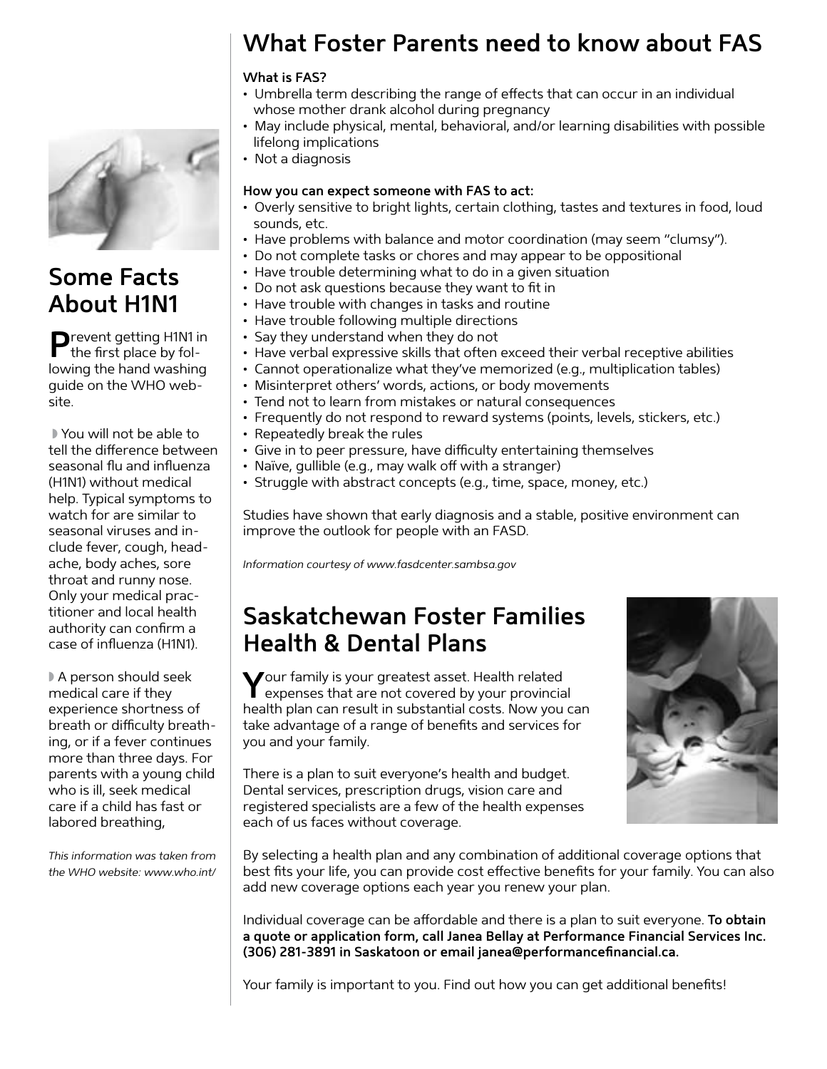## Some Facts About H1N1

Prevent getting H1N1 in the first place by following the hand washing guide on the WHO website.

◗ You will not be able to tell the difference between seasonal flu and influenza (H1N1) without medical help. Typical symptoms to watch for are similar to seasonal viruses and include fever, cough, headache, body aches, sore throat and runny nose. Only your medical practitioner and local health authority can confirm a case of influenza (H1N1).

◗ A person should seek medical care if they experience shortness of breath or difficulty breathing, or if a fever continues more than three days. For parents with a young child who is ill, seek medical care if a child has fast or labored breathing,

*This information was taken from the WHO website: www.who.int/*

# What Foster Parents need to know about FAS

**What is FAS?**

- Umbrella term describing the range of effects that can occur in an individual whose mother drank alcohol during pregnancy
- May include physical, mental, behavioral, and/or learning disabilities with possible lifelong implications
- Not a diagnosis

**How you can expect someone with FAS to act:**

- Overly sensitive to bright lights, certain clothing, tastes and textures in food, loud sounds, etc.
- Have problems with balance and motor coordination (may seem "clumsy").
- Do not complete tasks or chores and may appear to be oppositional
- Have trouble determining what to do in a given situation
- Do not ask questions because they want to fit in
- Have trouble with changes in tasks and routine
- Have trouble following multiple directions
- Say they understand when they do not
- Have verbal expressive skills that often exceed their verbal receptive abilities
- Cannot operationalize what they've memorized (e.g., multiplication tables)
- Misinterpret others' words, actions, or body movements
- Tend not to learn from mistakes or natural consequences
- Frequently do not respond to reward systems (points, levels, stickers, etc.)
- Repeatedly break the rules
- Give in to peer pressure, have difficulty entertaining themselves
- Naïve, gullible (e.g., may walk off with a stranger)
- Struggle with abstract concepts (e.g., time, space, money, etc.)

Studies have shown that early diagnosis and a stable, positive environment can improve the outlook for people with an FASD.

*Information courtesy of www.fasdcenter.sambsa.gov*

# Saskatchewan Foster Families Health & Dental Plans

Your family is your greatest asset. Health related expenses that are not covered by your provincial health plan can result in substantial costs. Now you can take advantage of a range of benefits and services for you and your family.

There is a plan to suit everyone's health and budget. Dental services, prescription drugs, vision care and registered specialists are a few of the health expenses each of us faces without coverage.

By selecting a health plan and any combination of additional coverage options that best fits your life, you can provide cost effective benefits for your family. You can also add new coverage options each year you renew your plan.

Individual coverage can be affordable and there is a plan to suit everyone. **To obtain a quote or application form, call Janea Bellay at Performance Financial Services Inc. (306) 281-3891 in Saskatoon or email janea@performancefinancial.ca.**

Your family is important to you. Find out how you can get additional benefits!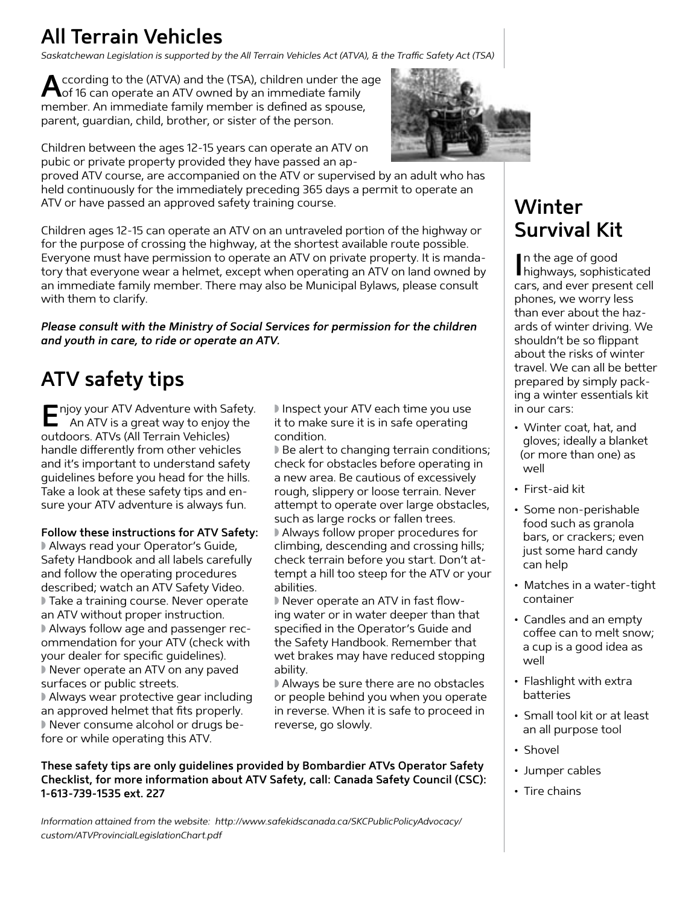# All Terrain Vehicles

*Saskatchewan Legislation is supported by the All Terrain Vehicles Act (ATVA), & the Traffic Safety Act (TSA)*

According to the (ATVA) and the (TSA), children under the age of 16 can operate an ATV owned by an immediate family member. An immediate family member is defined as spouse, parent, guardian, child, brother, or sister of the person.

Children between the ages 12-15 years can operate an ATV on pubic or private property provided they have passed an approved ATV course, are accompanied on the ATV or supervised by an adult who has held continuously for the immediately preceding 365 days a permit to operate an ATV or have passed an approved safety training course.

Children ages 12-15 can operate an ATV on an untraveled portion of the highway or for the purpose of crossing the highway, at the shortest available route possible. Everyone must have permission to operate an ATV on private property. It is mandatory that everyone wear a helmet, except when operating an ATV on land owned by an immediate family member. There may also be Municipal Bylaws, please consult with them to clarify.

***Please consult with the Ministry of Social Services for permission for the children and youth in care, to ride or operate an ATV.***

## ATV safety tips

Enjoy your ATV Adventure with Safety. An ATV is a great way to enjoy the outdoors. ATVs (All Terrain Vehicles) handle differently from other vehicles and it's important to understand safety guidelines before you head for the hills. Take a look at these safety tips and ensure your ATV adventure is always fun.

**Follow these instructions for ATV Safety:**

- Always read your Operator's Guide, Safety Handbook and all labels carefully and follow the operating procedures described; watch an ATV Safety Video.
- Take a training course. Never operate an ATV without proper instruction.
- Always follow age and passenger recommendation for your ATV (check with your dealer for specific guidelines).
- Never operate an ATV on any paved surfaces or public streets.
- Always wear protective gear including an approved helmet that fits properly.
- Never consume alcohol or drugs before or while operating this ATV.
- Inspect your ATV each time you use it to make sure it is in safe operating condition.
- Be alert to changing terrain conditions; check for obstacles before operating in a new area. Be cautious of excessively rough, slippery or loose terrain. Never attempt to operate over large obstacles, such as large rocks or fallen trees.
- Always follow proper procedures for climbing, descending and crossing hills; check terrain before you start. Don't attempt a hill too steep for the ATV or your abilities.
- Never operate an ATV in fast flowing water or in water deeper than that specified in the Operator's Guide and the Safety Handbook. Remember that wet brakes may have reduced stopping ability.
- Always be sure there are no obstacles or people behind you when you operate in reverse. When it is safe to proceed in reverse, go slowly.

**These safety tips are only guidelines provided by Bombardier ATVs Operator Safety Checklist, for more information about ATV Safety, call: Canada Safety Council (CSC): 1-613-739-1535 ext. 227**

*Information attained from the website: http://www.safekidscanada.ca/SKCPublicPolicyAdvocacy/custom/ATVProvincialLegislationChart.pdf*

## Winter Survival Kit

In the age of good highways, sophisticated cars, and ever present cell phones, we worry less than ever about the hazards of winter driving. We shouldn't be so flippant about the risks of winter travel. We can all be better prepared by simply packing a winter essentials kit in our cars:

- Winter coat, hat, and gloves; ideally a blanket (or more than one) as well
- First-aid kit
- Some non-perishable food such as granola bars, or crackers; even just some hard candy can help
- Matches in a water-tight container
- Candles and an empty coffee can to melt snow; a cup is a good idea as well
- Flashlight with extra batteries
- Small tool kit or at least an all purpose tool
- Shovel
- Jumper cables
- Tire chains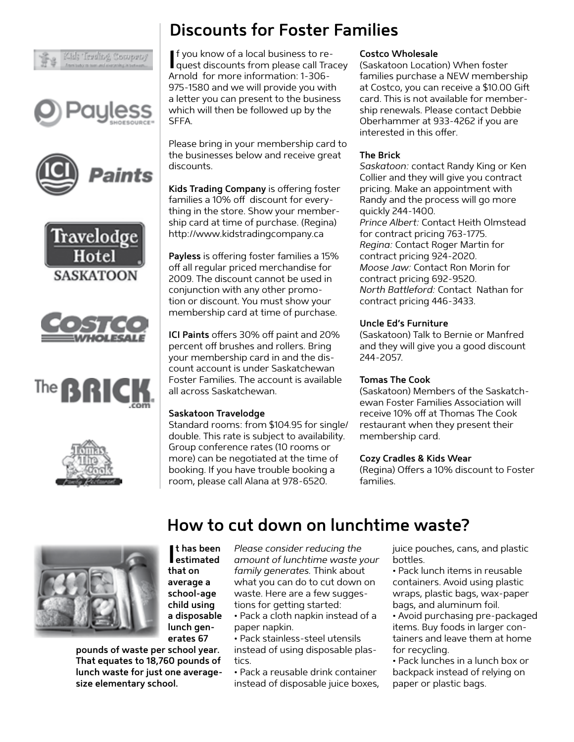## Discounts for Foster Families

If you know of a local business to request discounts from please call Tracey Arnold for more information: 1-306-975-1580 and we will provide you with a letter you can present to the business which will then be followed up by the SFFA.

Please bring in your membership card to the businesses below and receive great discounts.

**Kids Trading Company** is offering foster families a 10% off discount for everything in the store. Show your membership card at time of purchase. (Regina) http://www.kidstradingcompany.ca

**Payless** is offering foster families a 15% off all regular priced merchandise for 2009. The discount cannot be used in conjunction with any other promotion or discount. You must show your membership card at time of purchase.

**ICI Paints** offers 30% off paint and 20% percent off brushes and rollers. Bring your membership card in and the discount account is under Saskatchewan Foster Families. The account is available all across Saskatchewan.

**Saskatoon Travelodge**
Standard rooms: from $104.95 for single/double. This rate is subject to availability. Group conference rates (10 rooms or more) can be negotiated at the time of booking. If you have trouble booking a room, please call Alana at 978-6520.

**Costco Wholesale**
(Saskatoon Location) When foster families purchase a NEW membership at Costco, you can receive a $10.00 Gift card. This is not available for membership renewals. Please contact Debbie Oberhammer at 933-4262 if you are interested in this offer.

**The Brick**
*Saskatoon:* contact Randy King or Ken Collier and they will give you contract pricing. Make an appointment with Randy and the process will go more quickly 244-1400.
*Prince Albert:* Contact Heith Olmstead for contract pricing 763-1775.
*Regina:* Contact Roger Martin for contract pricing 924-2020.
*Moose Jaw:* Contact Ron Morin for contract pricing 692-9520.
*North Battleford:* Contact Nathan for contract pricing 446-3433.

**Uncle Ed's Furniture**
(Saskatoon) Talk to Bernie or Manfred and they will give you a good discount 244-2057.

**Tomas The Cook**
(Saskatoon) Members of the Saskatchewan Foster Families Association will receive 10% off at Thomas The Cook restaurant when they present their membership card.

**Cozy Cradles & Kids Wear**
(Regina) Offers a 10% discount to Foster families.

## How to cut down on lunchtime waste?

**It has been estimated that on average a school-age child using a disposable lunch generates 67 pounds of waste per school year. That equates to 18,760 pounds of lunch waste for just one average-size elementary school.**

*Please consider reducing the amount of lunchtime waste your family generates.* Think about what you can do to cut down on waste. Here are a few suggestions for getting started:

- Pack a cloth napkin instead of a paper napkin.
- Pack stainless-steel utensils instead of using disposable plastics.
- Pack a reusable drink container instead of disposable juice boxes, juice pouches, cans, and plastic bottles.
- Pack lunch items in reusable containers. Avoid using plastic wraps, plastic bags, wax-paper bags, and aluminum foil.
- Avoid purchasing pre-packaged items. Buy foods in larger containers and leave them at home for recycling.
- Pack lunches in a lunch box or backpack instead of relying on paper or plastic bags.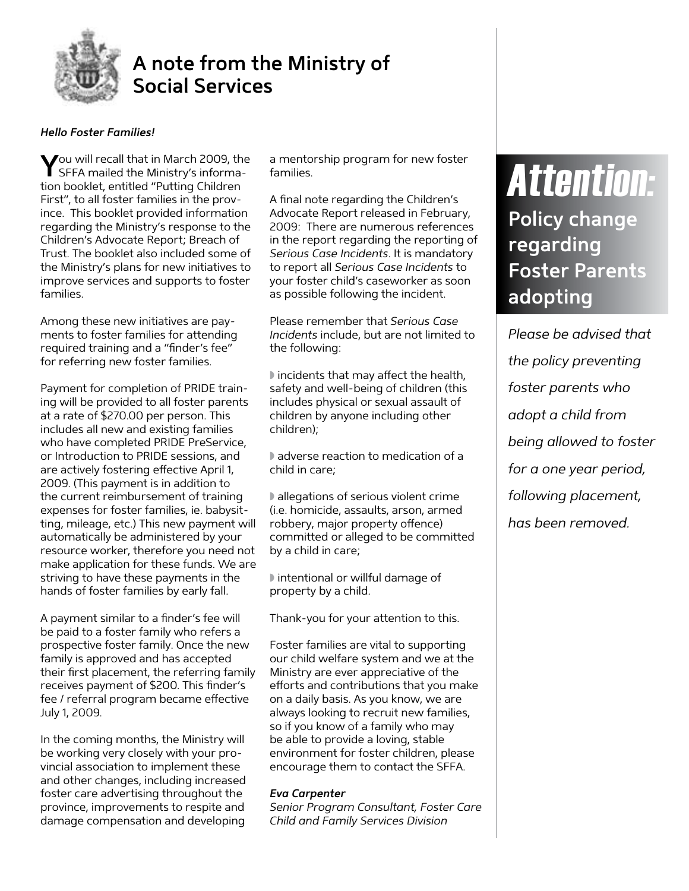# A note from the Ministry of Social Services

***Hello Foster Families!***

You will recall that in March 2009, the SFFA mailed the Ministry's information booklet, entitled "Putting Children First", to all foster families in the province. This booklet provided information regarding the Ministry's response to the Children's Advocate Report; Breach of Trust. The booklet also included some of the Ministry's plans for new initiatives to improve services and supports to foster families.

Among these new initiatives are payments to foster families for attending required training and a "finder's fee" for referring new foster families.

Payment for completion of PRIDE training will be provided to all foster parents at a rate of $270.00 per person. This includes all new and existing families who have completed PRIDE PreService, or Introduction to PRIDE sessions, and are actively fostering effective April 1, 2009. (This payment is in addition to the current reimbursement of training expenses for foster families, ie. babysitting, mileage, etc.) This new payment will automatically be administered by your resource worker, therefore you need not make application for these funds. We are striving to have these payments in the hands of foster families by early fall.

A payment similar to a finder's fee will be paid to a foster family who refers a prospective foster family. Once the new family is approved and has accepted their first placement, the referring family receives payment of $200. This finder's fee / referral program became effective July 1, 2009.

In the coming months, the Ministry will be working very closely with your provincial association to implement these and other changes, including increased foster care advertising throughout the province, improvements to respite and damage compensation and developing a mentorship program for new foster families.

A final note regarding the Children's Advocate Report released in February, 2009: There are numerous references in the report regarding the reporting of *Serious Case Incidents*. It is mandatory to report all *Serious Case Incidents* to your foster child's caseworker as soon as possible following the incident.

Please remember that *Serious Case Incidents* include, but are not limited to the following:

- incidents that may affect the health, safety and well-being of children (this includes physical or sexual assault of children by anyone including other children);
- adverse reaction to medication of a child in care;
- allegations of serious violent crime (i.e. homicide, assaults, arson, armed robbery, major property offence) committed or alleged to be committed by a child in care;
- intentional or willful damage of property by a child.

Thank-you for your attention to this.

Foster families are vital to supporting our child welfare system and we at the Ministry are ever appreciative of the efforts and contributions that you make on a daily basis. As you know, we are always looking to recruit new families, so if you know of a family who may be able to provide a loving, stable environment for foster children, please encourage them to contact the SFFA.

***Eva Carpenter***
*Senior Program Consultant, Foster Care*
*Child and Family Services Division*

## Attention: Policy change regarding Foster Parents adopting

*Please be advised that the policy preventing foster parents who adopt a child from being allowed to foster for a one year period, following placement, has been removed.*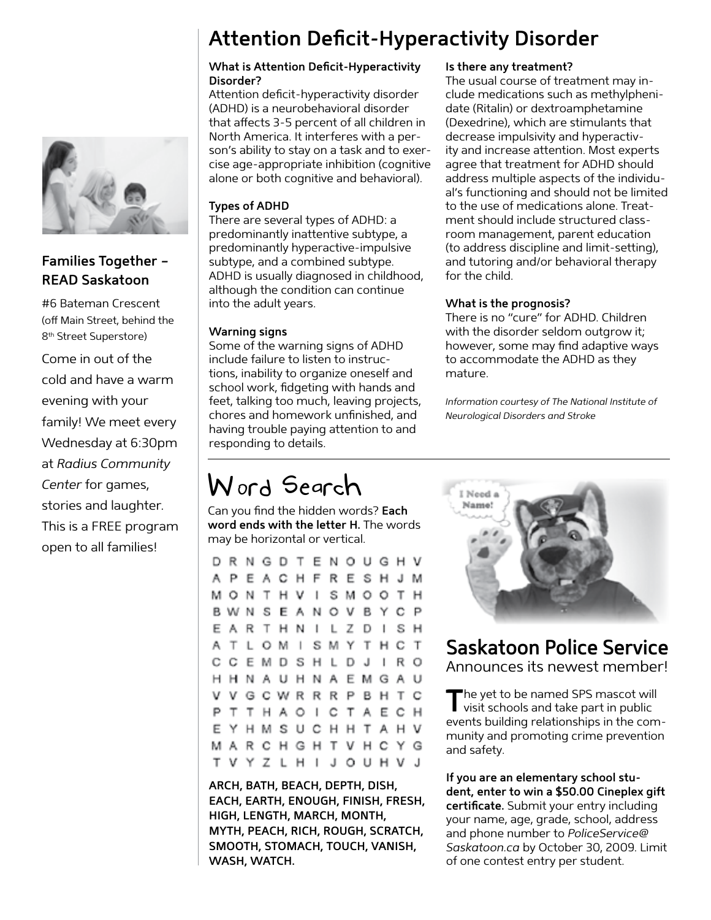## Families Together – READ Saskatoon

#6 Bateman Crescent (off Main Street, behind the 8th Street Superstore)

Come in out of the cold and have a warm evening with your family! We meet every Wednesday at 6:30pm at *Radius Community Center* for games, stories and laughter. This is a FREE program open to all families!

# Attention Deficit-Hyperactivity Disorder

**What is Attention Deficit-Hyperactivity Disorder?**
Attention deficit-hyperactivity disorder (ADHD) is a neurobehavioral disorder that affects 3-5 percent of all children in North America. It interferes with a person's ability to stay on a task and to exercise age-appropriate inhibition (cognitive alone or both cognitive and behavioral).

**Types of ADHD**
There are several types of ADHD: a predominantly inattentive subtype, a predominantly hyperactive-impulsive subtype, and a combined subtype. ADHD is usually diagnosed in childhood, although the condition can continue into the adult years.

**Warning signs**
Some of the warning signs of ADHD include failure to listen to instructions, inability to organize oneself and school work, fidgeting with hands and feet, talking too much, leaving projects, chores and homework unfinished, and having trouble paying attention to and responding to details.

**Is there any treatment?**
The usual course of treatment may include medications such as methylphenidate (Ritalin) or dextroamphetamine (Dexedrine), which are stimulants that decrease impulsivity and hyperactivity and increase attention. Most experts agree that treatment for ADHD should address multiple aspects of the individual's functioning and should not be limited to the use of medications alone. Treatment should include structured classroom management, parent education (to address discipline and limit-setting), and tutoring and/or behavioral therapy for the child.

**What is the prognosis?**
There is no "cure" for ADHD. Children with the disorder seldom outgrow it; however, some may find adaptive ways to accommodate the ADHD as they mature.

*Information courtesy of The National Institute of Neurological Disorders and Stroke*

# Word Search

Can you find the hidden words? **Each word ends with the letter H.** The words may be horizontal or vertical.

```
D R N G D T E N O U G H V
A P E A C H F R E S H J M
M O N T H V I S M O O T H
B W N S E A N O V B Y C P
E A R T H N I L Z D I S H
A T L O M I S M Y T H C T
C C E M D S H L D J I R O
H H N A U H N A E M G A U
V V G C W R R R P B H T C
P T T H A O I C T A E C H
E Y H M S U C H H T A H V
M A R C H G H T V H C Y G
T V Y Z L H I J O U H V J
```

**ARCH, BATH, BEACH, DEPTH, DISH, EACH, EARTH, ENOUGH, FINISH, FRESH, HIGH, LENGTH, MARCH, MONTH, MYTH, PEACH, RICH, ROUGH, SCRATCH, SMOOTH, STOMACH, TOUCH, VANISH, WASH, WATCH.**

I Need a Name!

## Saskatoon Police Service

Announces its newest member!

The yet to be named SPS mascot will visit schools and take part in public events building relationships in the community and promoting crime prevention and safety.

**If you are an elementary school student, enter to win a $50.00 Cineplex gift certificate.** Submit your entry including your name, age, grade, school, address and phone number to *PoliceService@Saskatoon.ca* by October 30, 2009. Limit of one contest entry per student.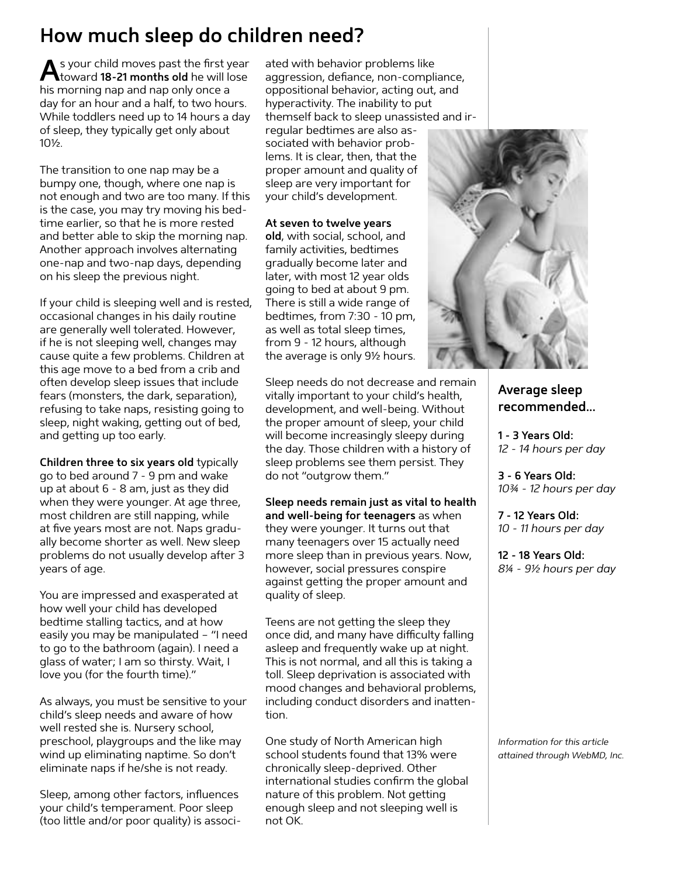# How much sleep do children need?

As your child moves past the first year toward **18-21 months old** he will lose his morning nap and nap only once a day for an hour and a half, to two hours. While toddlers need up to 14 hours a day of sleep, they typically get only about 10½.

The transition to one nap may be a bumpy one, though, where one nap is not enough and two are too many. If this is the case, you may try moving his bedtime earlier, so that he is more rested and better able to skip the morning nap. Another approach involves alternating one-nap and two-nap days, depending on his sleep the previous night.

If your child is sleeping well and is rested, occasional changes in his daily routine are generally well tolerated. However, if he is not sleeping well, changes may cause quite a few problems. Children at this age move to a bed from a crib and often develop sleep issues that include fears (monsters, the dark, separation), refusing to take naps, resisting going to sleep, night waking, getting out of bed, and getting up too early.

**Children three to six years old** typically go to bed around 7 - 9 pm and wake up at about 6 - 8 am, just as they did when they were younger. At age three, most children are still napping, while at five years most are not. Naps gradually become shorter as well. New sleep problems do not usually develop after 3 years of age.

You are impressed and exasperated at how well your child has developed bedtime stalling tactics, and at how easily you may be manipulated – "I need to go to the bathroom (again). I need a glass of water; I am so thirsty. Wait, I love you (for the fourth time)."

As always, you must be sensitive to your child's sleep needs and aware of how well rested she is. Nursery school, preschool, playgroups and the like may wind up eliminating naptime. So don't eliminate naps if he/she is not ready.

Sleep, among other factors, influences your child's temperament. Poor sleep (too little and/or poor quality) is associated with behavior problems like aggression, defiance, non-compliance, oppositional behavior, acting out, and hyperactivity. The inability to put themself back to sleep unassisted and irregular bedtimes are also associated with behavior problems. It is clear, then, that the proper amount and quality of sleep are very important for your child's development.

**At seven to twelve years old**, with social, school, and family activities, bedtimes gradually become later and later, with most 12 year olds going to bed at about 9 pm. There is still a wide range of bedtimes, from 7:30 - 10 pm, as well as total sleep times, from 9 - 12 hours, although the average is only 9½ hours.

Sleep needs do not decrease and remain vitally important to your child's health, development, and well-being. Without the proper amount of sleep, your child will become increasingly sleepy during the day. Those children with a history of sleep problems see them persist. They do not "outgrow them."

**Sleep needs remain just as vital to health and well-being for teenagers** as when they were younger. It turns out that many teenagers over 15 actually need more sleep than in previous years. Now, however, social pressures conspire against getting the proper amount and quality of sleep.

Teens are not getting the sleep they once did, and many have difficulty falling asleep and frequently wake up at night. This is not normal, and all this is taking a toll. Sleep deprivation is associated with mood changes and behavioral problems, including conduct disorders and inattention.

One study of North American high school students found that 13% were chronically sleep-deprived. Other international studies confirm the global nature of this problem. Not getting enough sleep and not sleeping well is not OK.

## Average sleep recommended...

**1 - 3 Years Old:**
*12 - 14 hours per day*

**3 - 6 Years Old:**
*10¾ - 12 hours per day*

**7 - 12 Years Old:**
*10 - 11 hours per day*

**12 - 18 Years Old:**
*8¼ - 9½ hours per day*

*Information for this article attained through WebMD, Inc.*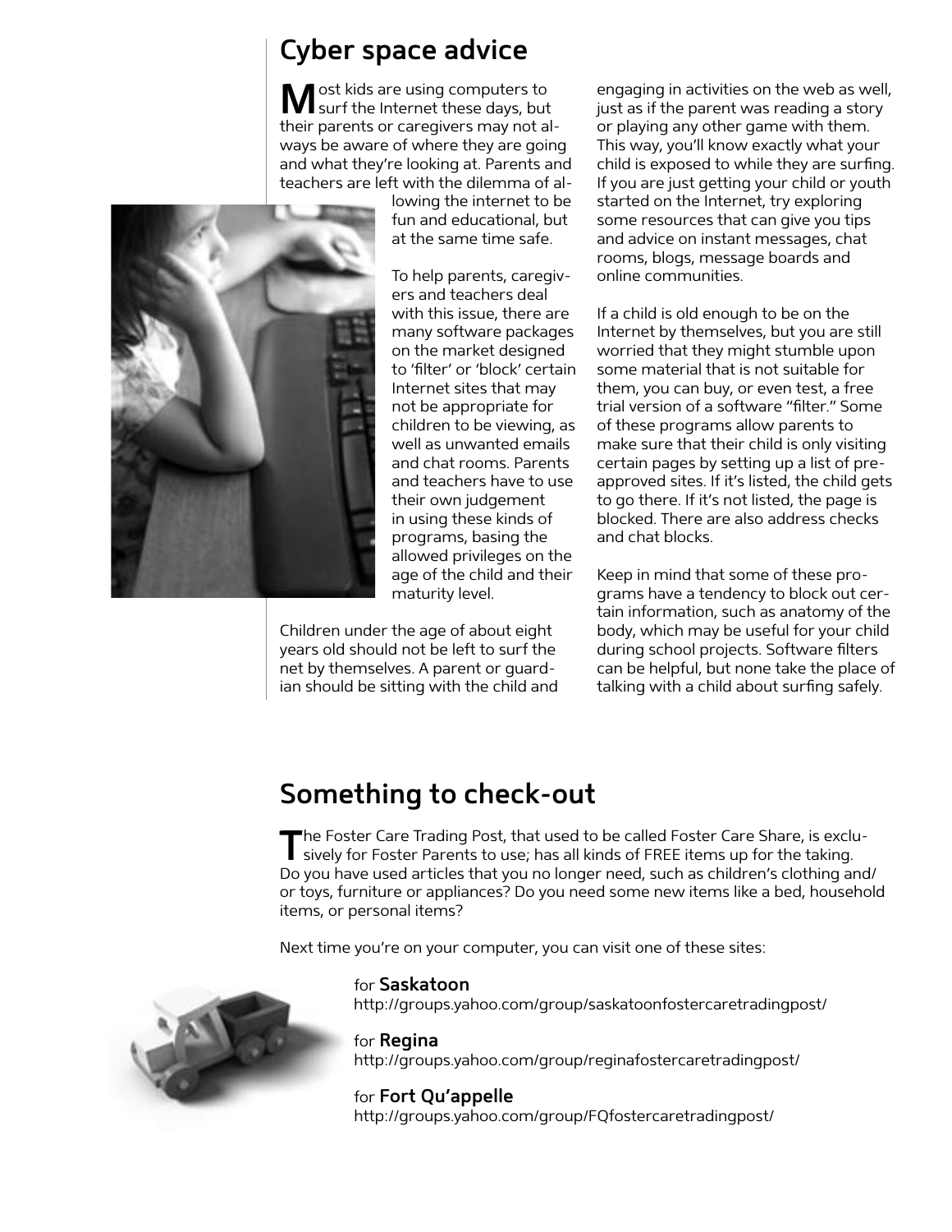## Cyber space advice

Most kids are using computers to surf the Internet these days, but their parents or caregivers may not always be aware of where they are going and what they're looking at. Parents and teachers are left with the dilemma of allowing the internet to be fun and educational, but at the same time safe.

To help parents, caregivers and teachers deal with this issue, there are many software packages on the market designed to 'filter' or 'block' certain Internet sites that may not be appropriate for children to be viewing, as well as unwanted emails and chat rooms. Parents and teachers have to use their own judgement in using these kinds of programs, basing the allowed privileges on the age of the child and their maturity level.

Children under the age of about eight years old should not be left to surf the net by themselves. A parent or guardian should be sitting with the child and engaging in activities on the web as well, just as if the parent was reading a story or playing any other game with them. This way, you'll know exactly what your child is exposed to while they are surfing. If you are just getting your child or youth started on the Internet, try exploring some resources that can give you tips and advice on instant messages, chat rooms, blogs, message boards and online communities.

If a child is old enough to be on the Internet by themselves, but you are still worried that they might stumble upon some material that is not suitable for them, you can buy, or even test, a free trial version of a software "filter." Some of these programs allow parents to make sure that their child is only visiting certain pages by setting up a list of pre-approved sites. If it's listed, the child gets to go there. If it's not listed, the page is blocked. There are also address checks and chat blocks.

Keep in mind that some of these programs have a tendency to block out certain information, such as anatomy of the body, which may be useful for your child during school projects. Software filters can be helpful, but none take the place of talking with a child about surfing safely.

## Something to check-out

The Foster Care Trading Post, that used to be called Foster Care Share, is exclusively for Foster Parents to use; has all kinds of FREE items up for the taking. Do you have used articles that you no longer need, such as children's clothing and/or toys, furniture or appliances? Do you need some new items like a bed, household items, or personal items?

Next time you're on your computer, you can visit one of these sites:

for **Saskatoon**
http://groups.yahoo.com/group/saskatoonfostercaretradingpost/

for **Regina**
http://groups.yahoo.com/group/reginafostercaretradingpost/

for **Fort Qu'appelle**
http://groups.yahoo.com/group/FQfostercaretradingpost/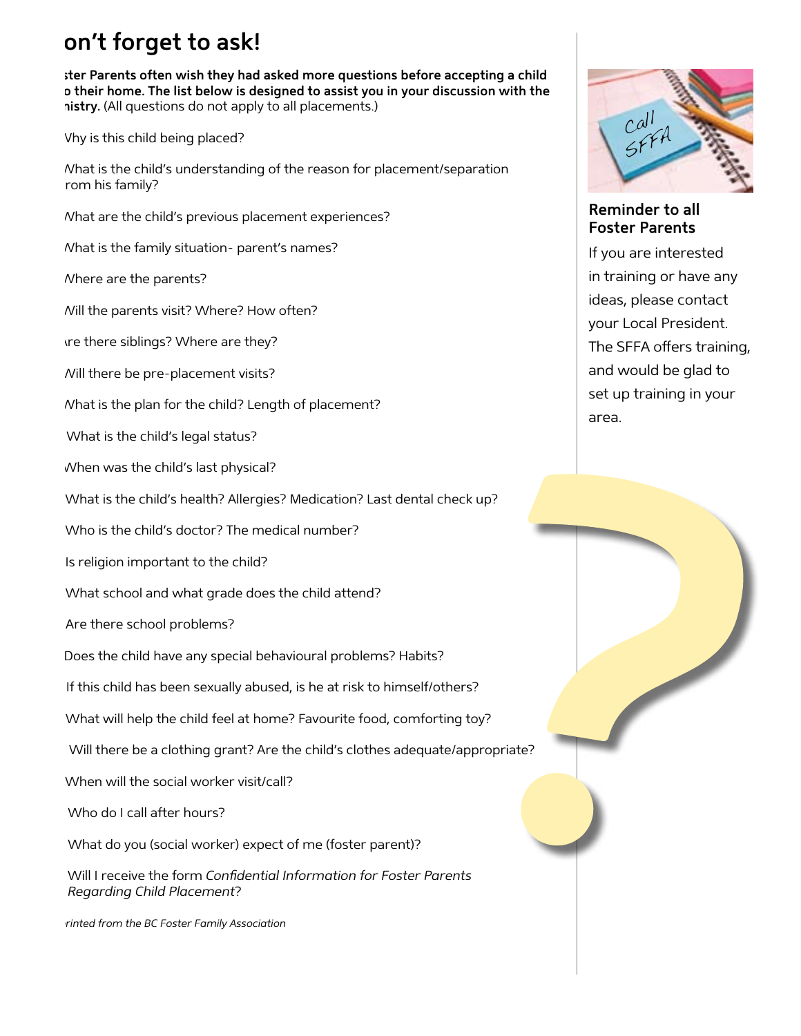# on't forget to ask!

**ster Parents often wish they had asked more questions before accepting a child o their home. The list below is designed to assist you in your discussion with the nistry.** (All questions do not apply to all placements.)

Vhy is this child being placed?

Nhat is the child's understanding of the reason for placement/separation rom his family?

Nhat are the child's previous placement experiences?

Nhat is the family situation- parent's names?

Nhere are the parents?

Nill the parents visit? Where? How often?

re there siblings? Where are they?

Nill there be pre-placement visits?

Nhat is the plan for the child? Length of placement?

What is the child's legal status?

Nhen was the child's last physical?

What is the child's health? Allergies? Medication? Last dental check up?

Who is the child's doctor? The medical number?

Is religion important to the child?

What school and what grade does the child attend?

Are there school problems?

Does the child have any special behavioural problems? Habits?

If this child has been sexually abused, is he at risk to himself/others?

What will help the child feel at home? Favourite food, comforting toy?

Will there be a clothing grant? Are the child's clothes adequate/appropriate?

When will the social worker visit/call?

Who do I call after hours?

What do you (social worker) expect of me (foster parent)?

Will I receive the form *Confidential Information for Foster Parents Regarding Child Placement*?

*rinted from the BC Foster Family Association*

### Reminder to all Foster Parents

If you are interested in training or have any ideas, please contact your Local President. The SFFA offers training, and would be glad to set up training in your area.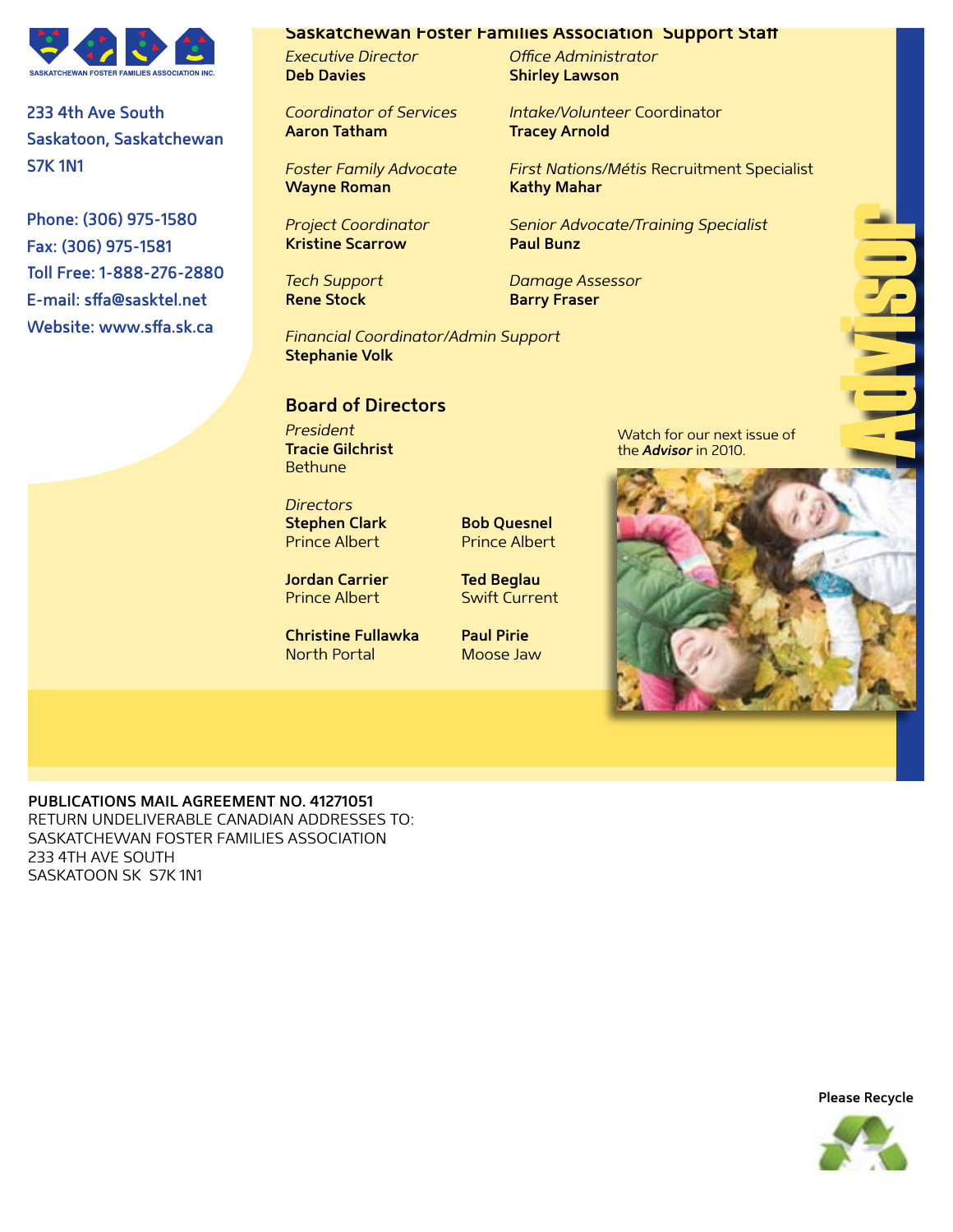SASKATCHEWAN FOSTER FAMILIES ASSOCIATION INC.

233 4th Ave South
Saskatoon, Saskatchewan
S7K 1N1

Phone: (306) 975-1580
Fax: (306) 975-1581
Toll Free: 1-888-276-2880
E-mail: sffa@sasktel.net
Website: www.sffa.sk.ca

## Saskatchewan Foster Families Association Support Staff

*Executive Director*
**Deb Davies**

*Office Administrator*
**Shirley Lawson**

*Coordinator of Services*
**Aaron Tatham**

*Intake/Volunteer* Coordinator
**Tracey Arnold**

*Foster Family Advocate*
**Wayne Roman**

*First Nations/Métis* Recruitment Specialist
**Kathy Mahar**

*Project Coordinator*
**Kristine Scarrow**

*Senior Advocate/Training Specialist*
**Paul Bunz**

*Tech Support*
**Rene Stock**

*Damage Assessor*
**Barry Fraser**

*Financial Coordinator/Admin Support*
**Stephanie Volk**

## Board of Directors

*President*
**Tracie Gilchrist**
Bethune

*Directors*

**Stephen Clark**
Prince Albert

**Bob Quesnel**
Prince Albert

**Jordan Carrier**
Prince Albert

**Ted Beglau**
Swift Current

**Christine Fullawka**
North Portal

**Paul Pirie**
Moose Jaw

Advisor

Watch for our next issue of the ***Advisor*** in 2010.

**PUBLICATIONS MAIL AGREEMENT NO. 41271051**
RETURN UNDELIVERABLE CANADIAN ADDRESSES TO:
SASKATCHEWAN FOSTER FAMILIES ASSOCIATION
233 4TH AVE SOUTH
SASKATOON SK S7K 1N1

**Please Recycle**